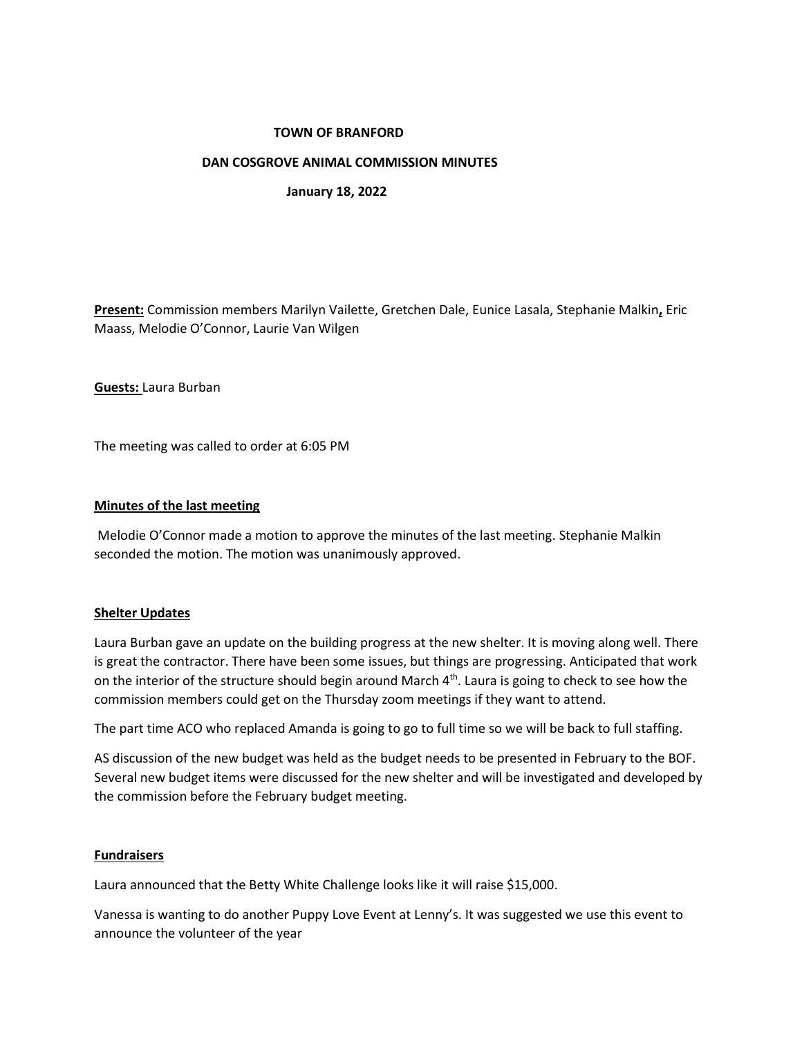**TOWN OF BRANFORD**

**DAN COSGROVE ANIMAL COMMISSION MINUTES**

**January 18, 2022**

**Present:** Commission members Marilyn Vailette, Gretchen Dale, Eunice Lasala, Stephanie Malkin, Eric Maass, Melodie O'Connor, Laurie Van Wilgen

**Guests:** Laura Burban

The meeting was called to order at 6:05 PM

**Minutes of the last meeting**

Melodie O'Connor made a motion to approve the minutes of the last meeting. Stephanie Malkin seconded the motion. The motion was unanimously approved.

**Shelter Updates**

Laura Burban gave an update on the building progress at the new shelter. It is moving along well. There is great the contractor. There have been some issues, but things are progressing. Anticipated that work on the interior of the structure should begin around March 4th. Laura is going to check to see how the commission members could get on the Thursday zoom meetings if they want to attend.

The part time ACO who replaced Amanda is going to go to full time so we will be back to full staffing.

AS discussion of the new budget was held as the budget needs to be presented in February to the BOF. Several new budget items were discussed for the new shelter and will be investigated and developed by the commission before the February budget meeting.

**Fundraisers**

Laura announced that the Betty White Challenge looks like it will raise $15,000.

Vanessa is wanting to do another Puppy Love Event at Lenny's. It was suggested we use this event to announce the volunteer of the year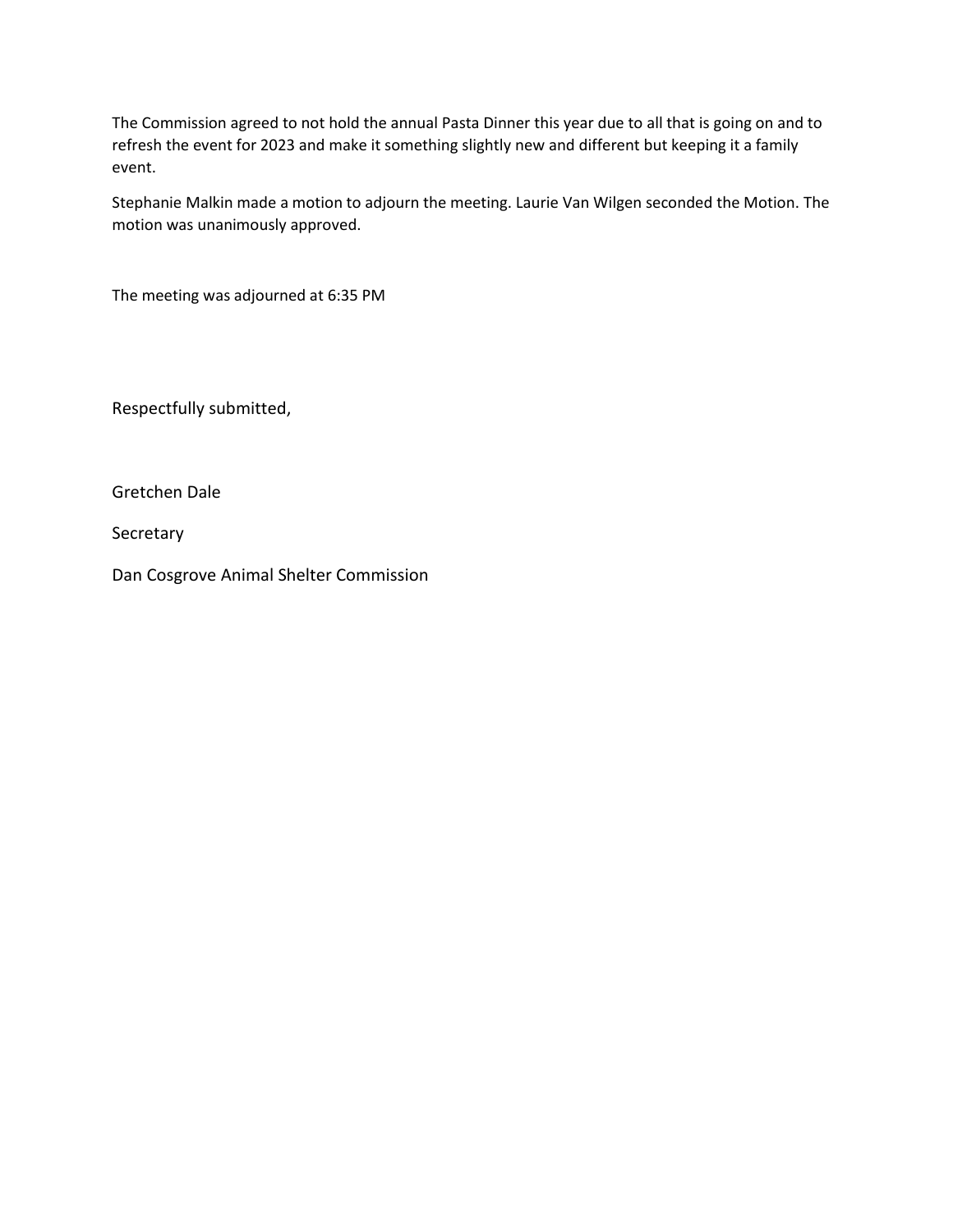The Commission agreed to not hold the annual Pasta Dinner this year due to all that is going on and to refresh the event for 2023 and make it something slightly new and different but keeping it a family event.

Stephanie Malkin made a motion to adjourn the meeting. Laurie Van Wilgen seconded the Motion. The motion was unanimously approved.

The meeting was adjourned at 6:35 PM

Respectfully submitted,

Gretchen Dale

Secretary

Dan Cosgrove Animal Shelter Commission